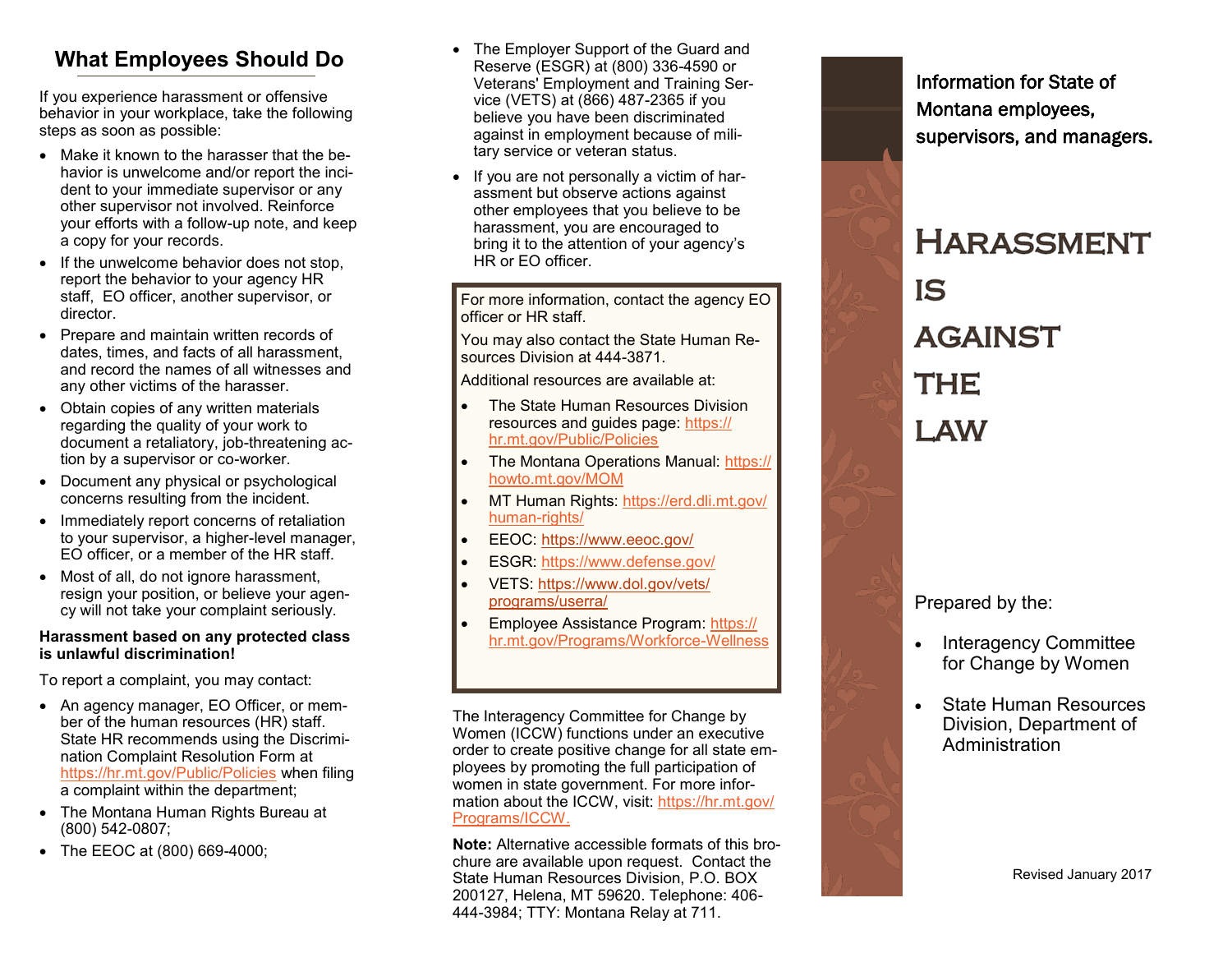## What Employees Should Do

If you experience harassment or offensive behavior in your workplace, take the following steps as soon as possible:

- Make it known to the harasser that the behavior is unwelcome and/or report the incident to your immediate supervisor or any other supervisor not involved. Reinforce your efforts with a follow-up note, and keep a copy for your records.
- If the unwelcome behavior does not stop, report the behavior to your agency HR staff, EO officer, another supervisor, or director.
- Prepare and maintain written records of dates, times, and facts of all harassment, and record the names of all witnesses and any other victims of the harasser.
- Obtain copies of any written materials regarding the quality of your work to document a retaliatory, job-threatening action by a supervisor or co-worker.
- Document any physical or psychological concerns resulting from the incident.
- Immediately report concerns of retaliation to your supervisor, a higher-level manager, EO officer, or a member of the HR staff.
- Most of all, do not ignore harassment, resign your position, or believe your agency will not take your complaint seriously.

**Harassment based on any protected class is unlawful discrimination!**

To report a complaint, you may contact:

- An agency manager, EO Officer, or member of the human resources (HR) staff. State HR recommends using the Discrimination Complaint Resolution Form at https://hr.mt.gov/Public/Policies when filing a complaint within the department;
- The Montana Human Rights Bureau at (800) 542-0807;
- The EEOC at (800) 669-4000;
- The Employer Support of the Guard and Reserve (ESGR) at (800) 336-4590 or Veterans' Employment and Training Service (VETS) at (866) 487-2365 if you believe you have been discriminated against in employment because of military service or veteran status.
- If you are not personally a victim of harassment but observe actions against other employees that you believe to be harassment, you are encouraged to bring it to the attention of your agency's HR or EO officer.

For more information, contact the agency EO officer or HR staff.

You may also contact the State Human Resources Division at 444-3871.

Additional resources are available at:

- The State Human Resources Division resources and guides page: https://hr.mt.gov/Public/Policies
- The Montana Operations Manual: https://howto.mt.gov/MOM
- MT Human Rights: https://erd.dli.mt.gov/human-rights/
- EEOC: https://www.eeoc.gov/
- ESGR: https://www.defense.gov/
- VETS: https://www.dol.gov/vets/programs/userra/
- Employee Assistance Program: https://hr.mt.gov/Programs/Workforce-Wellness

The Interagency Committee for Change by Women (ICCW) functions under an executive order to create positive change for all state employees by promoting the full participation of women in state government. For more information about the ICCW, visit: https://hr.mt.gov/Programs/ICCW.

**Note:** Alternative accessible formats of this brochure are available upon request. Contact the State Human Resources Division, P.O. BOX 200127, Helena, MT 59620. Telephone: 406-444-3984; TTY: Montana Relay at 711.

Information for State of Montana employees, supervisors, and managers.

# Harassment is against the law

Prepared by the:

- Interagency Committee for Change by Women
- State Human Resources Division, Department of Administration

Revised January 2017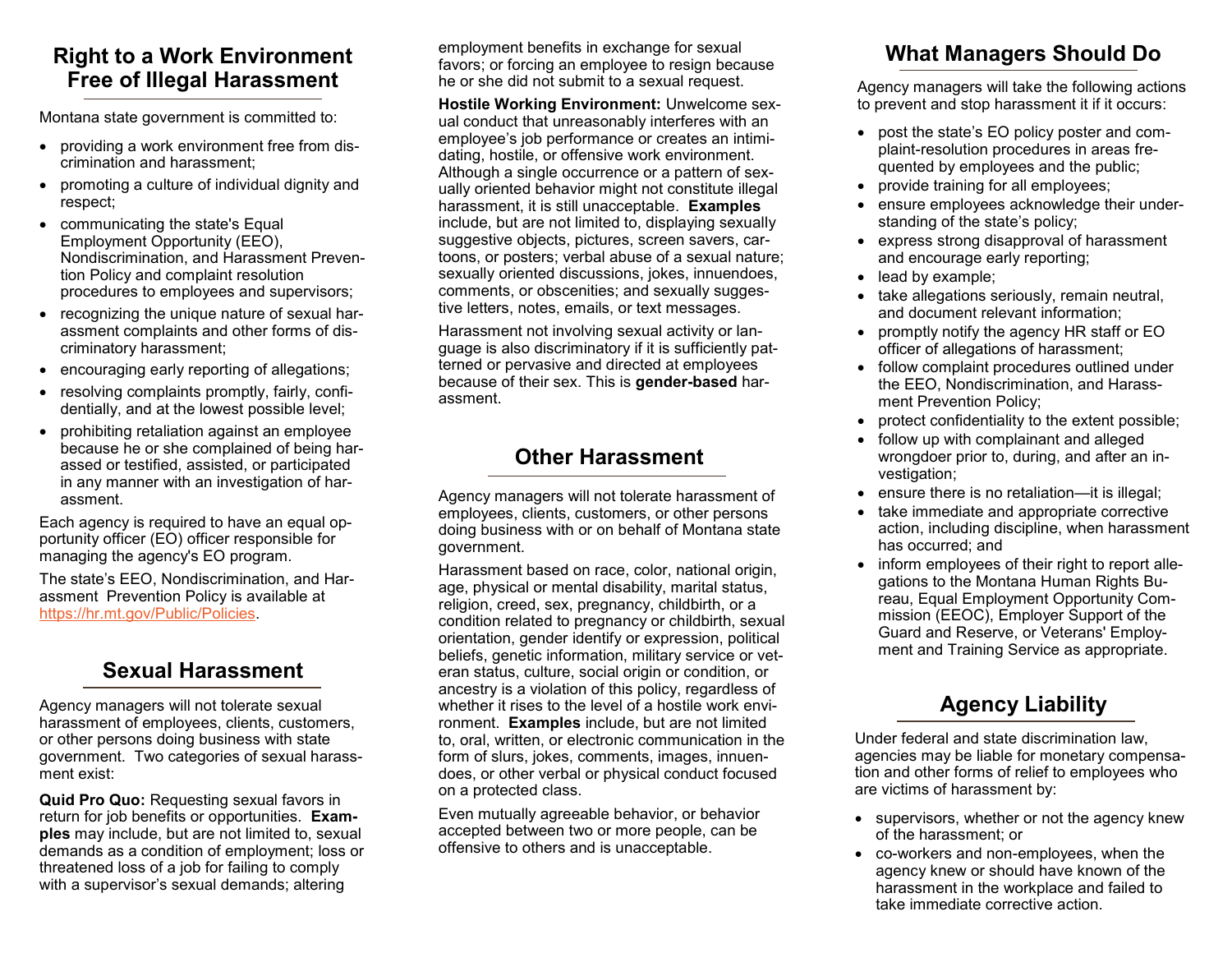## Right to a Work Environment Free of Illegal Harassment

Montana state government is committed to:

- providing a work environment free from discrimination and harassment;
- promoting a culture of individual dignity and respect;
- communicating the state's Equal Employment Opportunity (EEO), Nondiscrimination, and Harassment Prevention Policy and complaint resolution procedures to employees and supervisors;
- recognizing the unique nature of sexual harassment complaints and other forms of discriminatory harassment;
- encouraging early reporting of allegations;
- resolving complaints promptly, fairly, confidentially, and at the lowest possible level;
- prohibiting retaliation against an employee because he or she complained of being harassed or testified, assisted, or participated in any manner with an investigation of harassment.

Each agency is required to have an equal opportunity officer (EO) officer responsible for managing the agency's EO program.

The state's EEO, Nondiscrimination, and Harassment Prevention Policy is available at https://hr.mt.gov/Public/Policies.

## Sexual Harassment

Agency managers will not tolerate sexual harassment of employees, clients, customers, or other persons doing business with state government. Two categories of sexual harassment exist:

**Quid Pro Quo:** Requesting sexual favors in return for job benefits or opportunities. **Examples** may include, but are not limited to, sexual demands as a condition of employment; loss or threatened loss of a job for failing to comply with a supervisor's sexual demands; altering employment benefits in exchange for sexual favors; or forcing an employee to resign because he or she did not submit to a sexual request.

**Hostile Working Environment:** Unwelcome sexual conduct that unreasonably interferes with an employee's job performance or creates an intimidating, hostile, or offensive work environment. Although a single occurrence or a pattern of sexually oriented behavior might not constitute illegal harassment, it is still unacceptable. **Examples** include, but are not limited to, displaying sexually suggestive objects, pictures, screen savers, cartoons, or posters; verbal abuse of a sexual nature; sexually oriented discussions, jokes, innuendoes, comments, or obscenities; and sexually suggestive letters, notes, emails, or text messages.

Harassment not involving sexual activity or language is also discriminatory if it is sufficiently patterned or pervasive and directed at employees because of their sex. This is **gender-based** harassment.

## Other Harassment

Agency managers will not tolerate harassment of employees, clients, customers, or other persons doing business with or on behalf of Montana state government.

Harassment based on race, color, national origin, age, physical or mental disability, marital status, religion, creed, sex, pregnancy, childbirth, or a condition related to pregnancy or childbirth, sexual orientation, gender identify or expression, political beliefs, genetic information, military service or veteran status, culture, social origin or condition, or ancestry is a violation of this policy, regardless of whether it rises to the level of a hostile work environment. **Examples** include, but are not limited to, oral, written, or electronic communication in the form of slurs, jokes, comments, images, innuendoes, or other verbal or physical conduct focused on a protected class.

Even mutually agreeable behavior, or behavior accepted between two or more people, can be offensive to others and is unacceptable.

## What Managers Should Do

Agency managers will take the following actions to prevent and stop harassment it if it occurs:

- post the state's EO policy poster and complaint-resolution procedures in areas frequented by employees and the public;
- provide training for all employees;
- ensure employees acknowledge their understanding of the state's policy;
- express strong disapproval of harassment and encourage early reporting;
- lead by example;
- take allegations seriously, remain neutral, and document relevant information;
- promptly notify the agency HR staff or EO officer of allegations of harassment;
- follow complaint procedures outlined under the EEO, Nondiscrimination, and Harassment Prevention Policy;
- protect confidentiality to the extent possible;
- follow up with complainant and alleged wrongdoer prior to, during, and after an investigation;
- ensure there is no retaliation—it is illegal;
- take immediate and appropriate corrective action, including discipline, when harassment has occurred; and
- inform employees of their right to report allegations to the Montana Human Rights Bureau, Equal Employment Opportunity Commission (EEOC), Employer Support of the Guard and Reserve, or Veterans' Employment and Training Service as appropriate.

## Agency Liability

Under federal and state discrimination law, agencies may be liable for monetary compensation and other forms of relief to employees who are victims of harassment by:

- supervisors, whether or not the agency knew of the harassment; or
- co-workers and non-employees, when the agency knew or should have known of the harassment in the workplace and failed to take immediate corrective action.